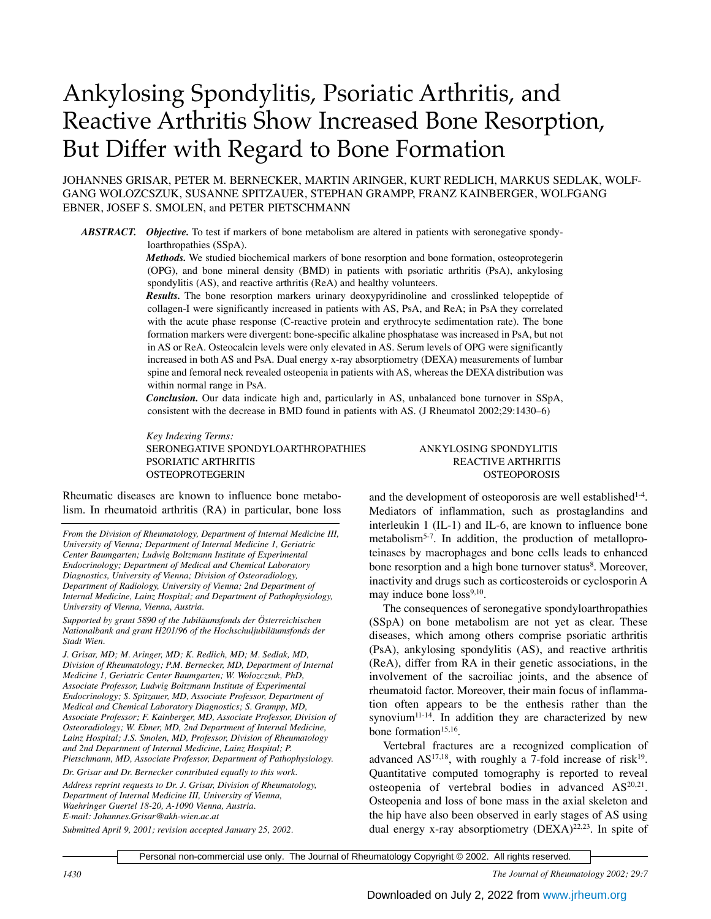# Ankylosing Spondylitis, Psoriatic Arthritis, and Reactive Arthritis Show Increased Bone Resorption, But Differ with Regard to Bone Formation

JOHANNES GRISAR, PETER M. BERNECKER, MARTIN ARINGER, KURT REDLICH, MARKUS SEDLAK, WOLFGANG WOLOZCSZUK, SUSANNE SPITZAUER, STEPHAN GRAMPP, FRANZ KAINBERGER, WOLFGANG EBNER, JOSEF S. SMOLEN, and PETER PIETSCHMANN

**ABSTRACT.** ***Objective.*** To test if markers of bone metabolism are altered in patients with seronegative spondyloarthropathies (SSpA).

***Methods.*** We studied biochemical markers of bone resorption and bone formation, osteoprotegerin (OPG), and bone mineral density (BMD) in patients with psoriatic arthritis (PsA), ankylosing spondylitis (AS), and reactive arthritis (ReA) and healthy volunteers.

***Results.*** The bone resorption markers urinary deoxypyridinoline and crosslinked telopeptide of collagen-I were significantly increased in patients with AS, PsA, and ReA; in PsA they correlated with the acute phase response (C-reactive protein and erythrocyte sedimentation rate). The bone formation markers were divergent: bone-specific alkaline phosphatase was increased in PsA, but not in AS or ReA. Osteocalcin levels were only elevated in AS. Serum levels of OPG were significantly increased in both AS and PsA. Dual energy x-ray absorptiometry (DEXA) measurements of lumbar spine and femoral neck revealed osteopenia in patients with AS, whereas the DEXA distribution was within normal range in PsA.

***Conclusion.*** Our data indicate high and, particularly in AS, unbalanced bone turnover in SSpA, consistent with the decrease in BMD found in patients with AS. (J Rheumatol 2002;29:1430–6)

*Key Indexing Terms:*
SERONEGATIVE SPONDYLOARTHROPATHIES
ANKYLOSING SPONDYLITIS
PSORIATIC ARTHRITIS
REACTIVE ARTHRITIS
OSTEOPROTEGERIN
OSTEOPOROSIS

*From the Division of Rheumatology, Department of Internal Medicine III, University of Vienna; Department of Internal Medicine 1, Geriatric Center Baumgarten; Ludwig Boltzmann Institute of Experimental Endocrinology; Department of Medical and Chemical Laboratory Diagnostics, University of Vienna; Division of Osteoradiology, Department of Radiology, University of Vienna; 2nd Department of Internal Medicine, Lainz Hospital; and Department of Pathophysiology, University of Vienna, Vienna, Austria.*

*Supported by grant 5890 of the Jubiläumsfonds der Österreichischen Nationalbank and grant H201/96 of the Hochschuljubiläumsfonds der Stadt Wien.*

*J. Grisar, MD; M. Aringer, MD; K. Redlich, MD; M. Sedlak, MD, Division of Rheumatology; P.M. Bernecker, MD, Department of Internal Medicine 1, Geriatric Center Baumgarten; W. Woloczczuk, PhD, Associate Professor, Ludwig Boltzmann Institute of Experimental Endocrinology; S. Spitzauer, MD, Associate Professor, Department of Medical and Chemical Laboratory Diagnostics; S. Grampp, MD, Associate Professor; F. Kainberger, MD, Associate Professor, Division of Osteoradiology; W. Ebner, MD, 2nd Department of Internal Medicine, Lainz Hospital; J.S. Smolen, MD, Professor, Division of Rheumatology and 2nd Department of Internal Medicine, Lainz Hospital; P. Pietschmann, MD, Associate Professor, Department of Pathophysiology.*

*Dr. Grisar and Dr. Bernecker contributed equally to this work.*

*Address reprint requests to Dr. J. Grisar, Division of Rheumatology, Department of Internal Medicine III, University of Vienna, Waehringer Guertel 18-20, A-1090 Vienna, Austria. E-mail: Johannes.Grisar@akh-wien.ac.at*

*Submitted April 9, 2001; revision accepted January 25, 2002.*

Rheumatic diseases are known to influence bone metabolism. In rheumatoid arthritis (RA) in particular, bone loss and the development of osteoporosis are well established[1-4]. Mediators of inflammation, such as prostaglandins and interleukin 1 (IL-1) and IL-6, are known to influence bone metabolism[5-7]. In addition, the production of metalloproteinases by macrophages and bone cells leads to enhanced bone resorption and a high bone turnover status[8]. Moreover, inactivity and drugs such as corticosteroids or cyclosporin A may induce bone loss[9,10].

The consequences of seronegative spondyloarthropathies (SSpA) on bone metabolism are not yet as clear. These diseases, which among others comprise psoriatic arthritis (PsA), ankylosing spondylitis (AS), and reactive arthritis (ReA), differ from RA in their genetic associations, in the involvement of the sacroiliac joints, and the absence of rheumatoid factor. Moreover, their main focus of inflammation often appears to be the enthesis rather than the synovium[11-14]. In addition they are characterized by new bone formation[15,16].

Vertebral fractures are a recognized complication of advanced AS[17,18], with roughly a 7-fold increase of risk[19]. Quantitative computed tomography is reported to reveal osteopenia of vertebral bodies in advanced AS[20,21]. Osteopenia and loss of bone mass in the axial skeleton and the hip have also been observed in early stages of AS using dual energy x-ray absorptiometry (DEXA)[22,23]. In spite of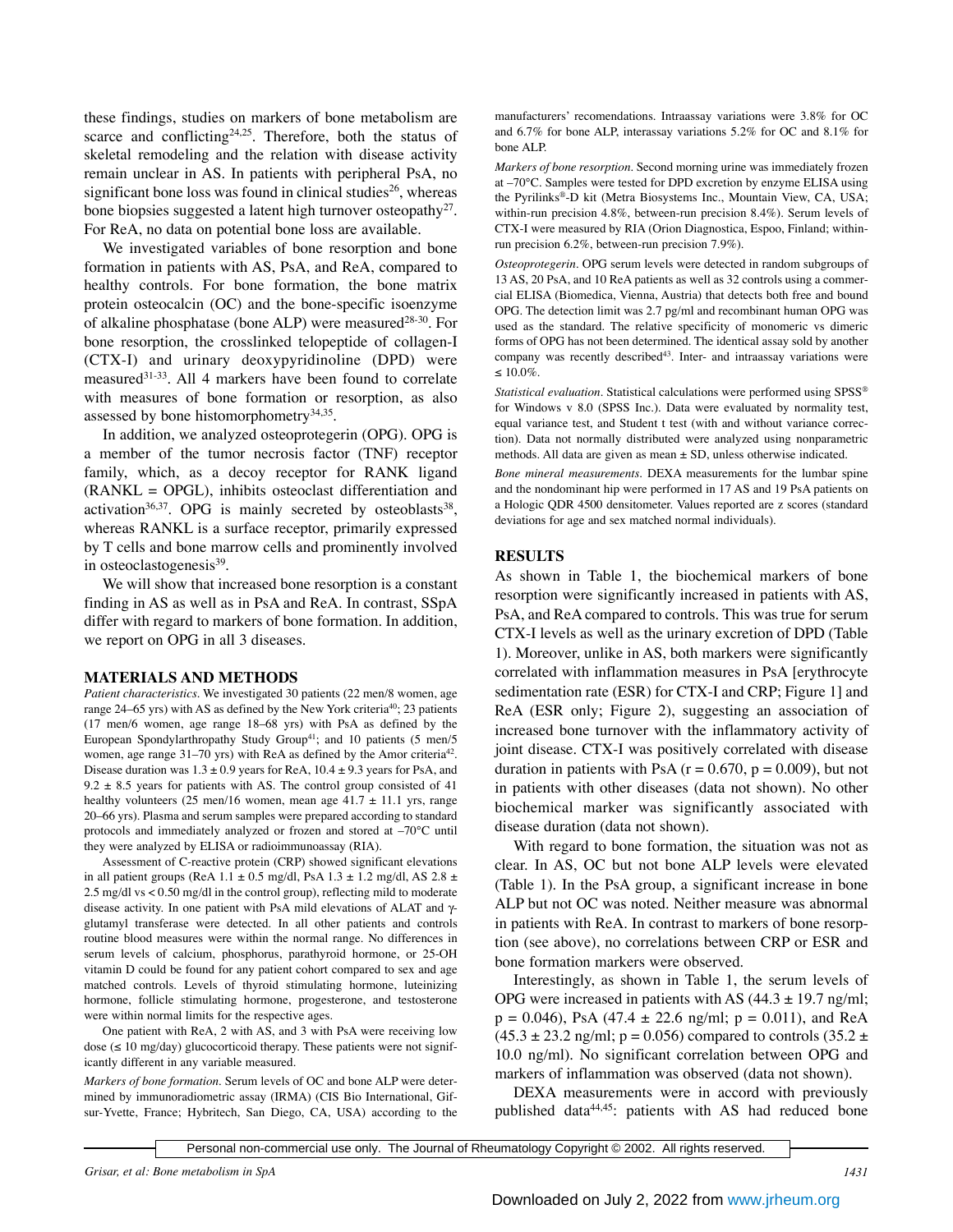these findings, studies on markers of bone metabolism are scarce and conflicting[24,25]. Therefore, both the status of skeletal remodeling and the relation with disease activity remain unclear in AS. In patients with peripheral PsA, no significant bone loss was found in clinical studies[26], whereas bone biopsies suggested a latent high turnover osteopathy[27]. For ReA, no data on potential bone loss are available.

We investigated variables of bone resorption and bone formation in patients with AS, PsA, and ReA, compared to healthy controls. For bone formation, the bone matrix protein osteocalcin (OC) and the bone-specific isoenzyme of alkaline phosphatase (bone ALP) were measured[28-30]. For bone resorption, the crosslinked telopeptide of collagen-I (CTX-I) and urinary deoxypyridinoline (DPD) were measured[31-33]. All 4 markers have been found to correlate with measures of bone formation or resorption, as also assessed by bone histomorphometry[34,35].

In addition, we analyzed osteoprotegerin (OPG). OPG is a member of the tumor necrosis factor (TNF) receptor family, which, as a decoy receptor for RANK ligand (RANKL = OPGL), inhibits osteoclast differentiation and activation[36,37]. OPG is mainly secreted by osteoblasts[38], whereas RANKL is a surface receptor, primarily expressed by T cells and bone marrow cells and prominently involved in osteoclastogenesis[39].

We will show that increased bone resorption is a constant finding in AS as well as in PsA and ReA. In contrast, SSpA differ with regard to markers of bone formation. In addition, we report on OPG in all 3 diseases.

## MATERIALS AND METHODS

*Patient characteristics*. We investigated 30 patients (22 men/8 women, age range 24–65 yrs) with AS as defined by the New York criteria[40]; 23 patients (17 men/6 women, age range 18–68 yrs) with PsA as defined by the European Spondylarthropathy Study Group[41]; and 10 patients (5 men/5 women, age range 31–70 yrs) with ReA as defined by the Amor criteria[42]. Disease duration was 1.3 ± 0.9 years for ReA, 10.4 ± 9.3 years for PsA, and 9.2 ± 8.5 years for patients with AS. The control group consisted of 41 healthy volunteers (25 men/16 women, mean age 41.7 ± 11.1 yrs, range 20–66 yrs). Plasma and serum samples were prepared according to standard protocols and immediately analyzed or frozen and stored at –70°C until they were analyzed by ELISA or radioimmunoassay (RIA).

Assessment of C-reactive protein (CRP) showed significant elevations in all patient groups (ReA 1.1 ± 0.5 mg/dl, PsA 1.3 ± 1.2 mg/dl, AS 2.8 ± 2.5 mg/dl vs < 0.50 mg/dl in the control group), reflecting mild to moderate disease activity. In one patient with PsA mild elevations of ALAT and γ-glutamyl transferase were detected. In all other patients and controls routine blood measures were within the normal range. No differences in serum levels of calcium, phosphorus, parathyroid hormone, or 25-OH vitamin D could be found for any patient cohort compared to sex and age matched controls. Levels of thyroid stimulating hormone, luteinizing hormone, follicle stimulating hormone, progesterone, and testosterone were within normal limits for the respective ages.

One patient with ReA, 2 with AS, and 3 with PsA were receiving low dose (≤ 10 mg/day) glucocorticoid therapy. These patients were not significantly different in any variable measured.

*Markers of bone formation*. Serum levels of OC and bone ALP were determined by immunoradiometric assay (IRMA) (CIS Bio International, Gif-sur-Yvette, France; Hybritech, San Diego, CA, USA) according to the manufacturers' recomendations. Intraassay variations were 3.8% for OC and 6.7% for bone ALP, interassay variations 5.2% for OC and 8.1% for bone ALP.

*Markers of bone resorption*. Second morning urine was immediately frozen at –70°C. Samples were tested for DPD excretion by enzyme ELISA using the Pyrilinks®-D kit (Metra Biosystems Inc., Mountain View, CA, USA; within-run precision 4.8%, between-run precision 8.4%). Serum levels of CTX-I were measured by RIA (Orion Diagnostica, Espoo, Finland; within-run precision 6.2%, between-run precision 7.9%).

*Osteoprotegerin*. OPG serum levels were detected in random subgroups of 13 AS, 20 PsA, and 10 ReA patients as well as 32 controls using a commercial ELISA (Biomedica, Vienna, Austria) that detects both free and bound OPG. The detection limit was 2.7 pg/ml and recombinant human OPG was used as the standard. The relative specificity of monomeric vs dimeric forms of OPG has not been determined. The identical assay sold by another company was recently described[43]. Inter- and intraassay variations were ≤ 10.0%.

*Statistical evaluation*. Statistical calculations were performed using SPSS® for Windows v 8.0 (SPSS Inc.). Data were evaluated by normality test, equal variance test, and Student t test (with and without variance correction). Data not normally distributed were analyzed using nonparametric methods. All data are given as mean ± SD, unless otherwise indicated.

*Bone mineral measurements*. DEXA measurements for the lumbar spine and the nondominant hip were performed in 17 AS and 19 PsA patients on a Hologic QDR 4500 densitometer. Values reported are z scores (standard deviations for age and sex matched normal individuals).

## RESULTS

As shown in Table 1, the biochemical markers of bone resorption were significantly increased in patients with AS, PsA, and ReA compared to controls. This was true for serum CTX-I levels as well as the urinary excretion of DPD (Table 1). Moreover, unlike in AS, both markers were significantly correlated with inflammation measures in PsA [erythrocyte sedimentation rate (ESR) for CTX-I and CRP; Figure 1] and ReA (ESR only; Figure 2), suggesting an association of increased bone turnover with the inflammatory activity of joint disease. CTX-I was positively correlated with disease duration in patients with PsA ($r = 0.670$, $p = 0.009$), but not in patients with other diseases (data not shown). No other biochemical marker was significantly associated with disease duration (data not shown).

With regard to bone formation, the situation was not as clear. In AS, OC but not bone ALP levels were elevated (Table 1). In the PsA group, a significant increase in bone ALP but not OC was noted. Neither measure was abnormal in patients with ReA. In contrast to markers of bone resorption (see above), no correlations between CRP or ESR and bone formation markers were observed.

Interestingly, as shown in Table 1, the serum levels of OPG were increased in patients with AS (44.3 ± 19.7 ng/ml; $p = 0.046$), PsA (47.4 ± 22.6 ng/ml; $p = 0.011$), and ReA (45.3 ± 23.2 ng/ml; $p = 0.056$) compared to controls (35.2 ± 10.0 ng/ml). No significant correlation between OPG and markers of inflammation was observed (data not shown).

DEXA measurements were in accord with previously published data[44,45]: patients with AS had reduced bone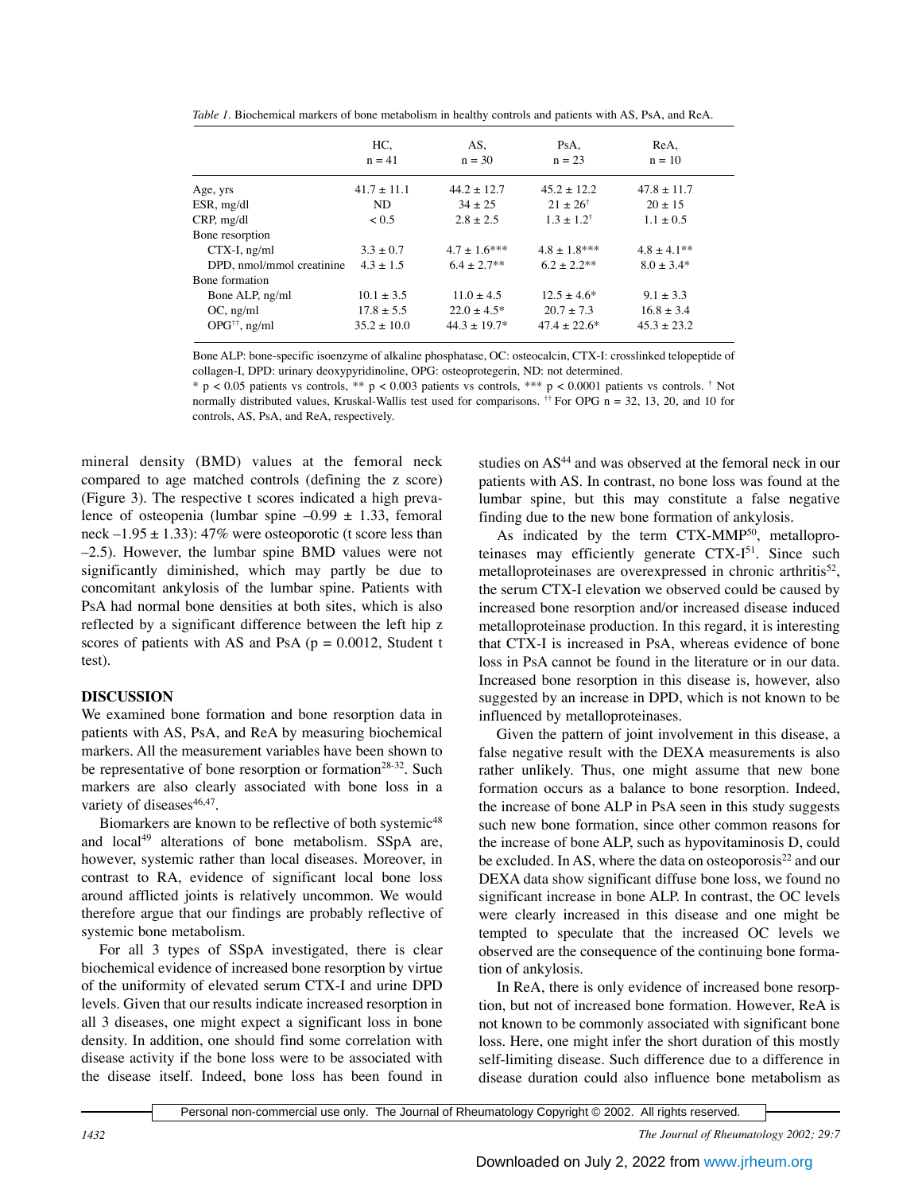*Table 1*. Biochemical markers of bone metabolism in healthy controls and patients with AS, PsA, and ReA.

| | HC, n = 41 | AS, n = 30 | PsA, n = 23 | ReA, n = 10 |
|---|---|---|---|---|
| Age, yrs | 41.7 ± 11.1 | 44.2 ± 12.7 | 45.2 ± 12.2 | 47.8 ± 11.7 |
| ESR, mg/dl | ND | 34 ± 25 | 21 ± 26† | 20 ± 15 |
| CRP, mg/dl | < 0.5 | 2.8 ± 2.5 | 1.3 ± 1.2† | 1.1 ± 0.5 |
| Bone resorption | | | | |
| CTX-I, ng/ml | 3.3 ± 0.7 | 4.7 ± 1.6*** | 4.8 ± 1.8*** | 4.8 ± 4.1** |
| DPD, nmol/mmol creatinine | 4.3 ± 1.5 | 6.4 ± 2.7** | 6.2 ± 2.2** | 8.0 ± 3.4* |
| Bone formation | | | | |
| Bone ALP, ng/ml | 10.1 ± 3.5 | 11.0 ± 4.5 | 12.5 ± 4.6* | 9.1 ± 3.3 |
| OC, ng/ml | 17.8 ± 5.5 | 22.0 ± 4.5* | 20.7 ± 7.3 | 16.8 ± 3.4 |
| OPG††, ng/ml | 35.2 ± 10.0 | 44.3 ± 19.7* | 47.4 ± 22.6* | 45.3 ± 23.2 |

Bone ALP: bone-specific isoenzyme of alkaline phosphatase, OC: osteocalcin, CTX-I: crosslinked telopeptide of collagen-I, DPD: urinary deoxypyridinoline, OPG: osteoprotegerin, ND: not determined.
* $p < 0.05$ patients vs controls, ** $p < 0.003$ patients vs controls, *** $p < 0.0001$ patients vs controls. † Not normally distributed values, Kruskal-Wallis test used for comparisons. †† For OPG n = 32, 13, 20, and 10 for controls, AS, PsA, and ReA, respectively.

mineral density (BMD) values at the femoral neck compared to age matched controls (defining the z score) (Figure 3). The respective t scores indicated a high prevalence of osteopenia (lumbar spine –0.99 ± 1.33, femoral neck –1.95 ± 1.33): 47% were osteoporotic (t score less than –2.5). However, the lumbar spine BMD values were not significantly diminished, which may partly be due to concomitant ankylosis of the lumbar spine. Patients with PsA had normal bone densities at both sites, which is also reflected by a significant difference between the left hip z scores of patients with AS and PsA ($p = 0.0012$, Student t test).

## DISCUSSION

We examined bone formation and bone resorption data in patients with AS, PsA, and ReA by measuring biochemical markers. All the measurement variables have been shown to be representative of bone resorption or formation[28-32]. Such markers are also clearly associated with bone loss in a variety of diseases[46,47].

Biomarkers are known to be reflective of both systemic[48] and local[49] alterations of bone metabolism. SSpA are, however, systemic rather than local diseases. Moreover, in contrast to RA, evidence of significant local bone loss around afflicted joints is relatively uncommon. We would therefore argue that our findings are probably reflective of systemic bone metabolism.

For all 3 types of SSpA investigated, there is clear biochemical evidence of increased bone resorption by virtue of the uniformity of elevated serum CTX-I and urine DPD levels. Given that our results indicate increased resorption in all 3 diseases, one might expect a significant loss in bone density. In addition, one should find some correlation with disease activity if the bone loss were to be associated with the disease itself. Indeed, bone loss has been found in studies on AS[44] and was observed at the femoral neck in our patients with AS. In contrast, no bone loss was found at the lumbar spine, but this may constitute a false negative finding due to the new bone formation of ankylosis.

As indicated by the term CTX-MMP[50], metalloproteinases may efficiently generate CTX-I[51]. Since such metalloproteinases are overexpressed in chronic arthritis[52], the serum CTX-I elevation we observed could be caused by increased bone resorption and/or increased disease induced metalloproteinase production. In this regard, it is interesting that CTX-I is increased in PsA, whereas evidence of bone loss in PsA cannot be found in the literature or in our data. Increased bone resorption in this disease is, however, also suggested by an increase in DPD, which is not known to be influenced by metalloproteinases.

Given the pattern of joint involvement in this disease, a false negative result with the DEXA measurements is also rather unlikely. Thus, one might assume that new bone formation occurs as a balance to bone resorption. Indeed, the increase of bone ALP in PsA seen in this study suggests such new bone formation, since other common reasons for the increase of bone ALP, such as hypovitaminosis D, could be excluded. In AS, where the data on osteoporosis[22] and our DEXA data show significant diffuse bone loss, we found no significant increase in bone ALP. In contrast, the OC levels were clearly increased in this disease and one might be tempted to speculate that the increased OC levels we observed are the consequence of the continuing bone formation of ankylosis.

In ReA, there is only evidence of increased bone resorption, but not of increased bone formation. However, ReA is not known to be commonly associated with significant bone loss. Here, one might infer the short duration of this mostly self-limiting disease. Such difference due to a difference in disease duration could also influence bone metabolism as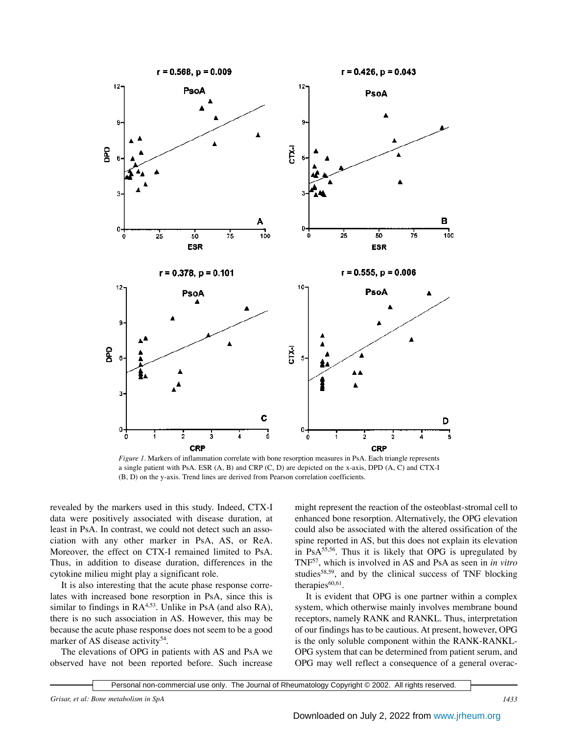*Figure 1*. Markers of inflammation correlate with bone resorption measures in PsA. Each triangle represents a single patient with PsA. ESR (A, B) and CRP (C, D) are depicted on the x-axis, DPD (A, C) and CTX-I (B, D) on the y-axis. Trend lines are derived from Pearson correlation coefficients.

revealed by the markers used in this study. Indeed, CTX-I data were positively associated with disease duration, at least in PsA. In contrast, we could not detect such an association with any other marker in PsA, AS, or ReA. Moreover, the effect on CTX-I remained limited to PsA. Thus, in addition to disease duration, differences in the cytokine milieu might play a significant role.

It is also interesting that the acute phase response correlates with increased bone resorption in PsA, since this is similar to findings in RA[4,53]. Unlike in PsA (and also RA), there is no such association in AS. However, this may be because the acute phase response does not seem to be a good marker of AS disease activity[54].

The elevations of OPG in patients with AS and PsA we observed have not been reported before. Such increase might represent the reaction of the osteoblast-stromal cell to enhanced bone resorption. Alternatively, the OPG elevation could also be associated with the altered ossification of the spine reported in AS, but this does not explain its elevation in PsA[55,56]. Thus it is likely that OPG is upregulated by TNF[57], which is involved in AS and PsA as seen in *in vitro* studies[58,59], and by the clinical success of TNF blocking therapies[60,61].

It is evident that OPG is one partner within a complex system, which otherwise mainly involves membrane bound receptors, namely RANK and RANKL. Thus, interpretation of our findings has to be cautious. At present, however, OPG is the only soluble component within the RANK-RANKL-OPG system that can be determined from patient serum, and OPG may well reflect a consequence of a general overac-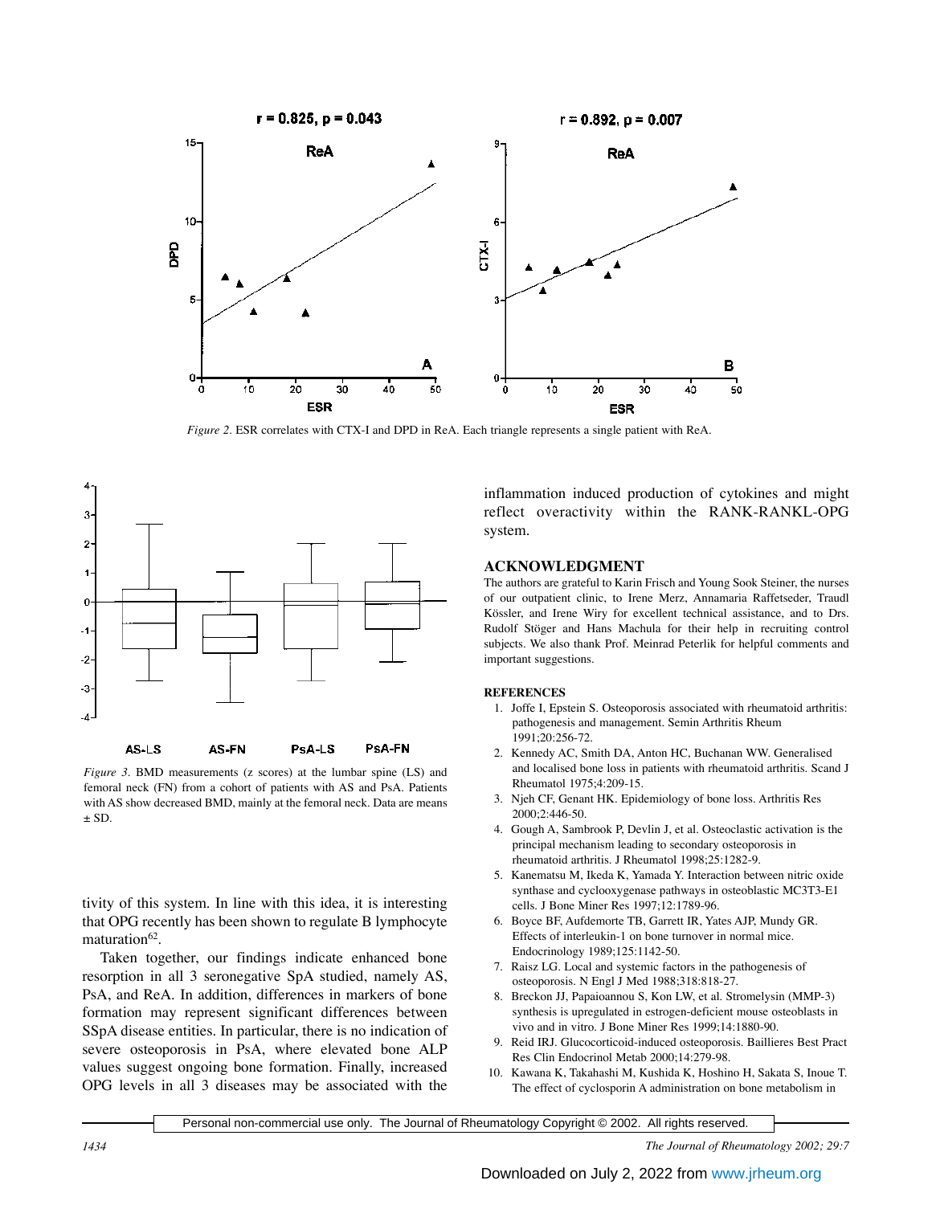*Figure 2*. ESR correlates with CTX-I and DPD in ReA. Each triangle represents a single patient with ReA.

*Figure 3*. BMD measurements (z scores) at the lumbar spine (LS) and femoral neck (FN) from a cohort of patients with AS and PsA. Patients with AS show decreased BMD, mainly at the femoral neck. Data are means ± SD.

tivity of this system. In line with this idea, it is interesting that OPG recently has been shown to regulate B lymphocyte maturation[62].

Taken together, our findings indicate enhanced bone resorption in all 3 seronegative SpA studied, namely AS, PsA, and ReA. In addition, differences in markers of bone formation may represent significant differences between SSpA disease entities. In particular, there is no indication of severe osteoporosis in PsA, where elevated bone ALP values suggest ongoing bone formation. Finally, increased OPG levels in all 3 diseases may be associated with the inflammation induced production of cytokines and might reflect overactivity within the RANK-RANKL-OPG system.

## ACKNOWLEDGMENT

The authors are grateful to Karin Frisch and Young Sook Steiner, the nurses of our outpatient clinic, to Irene Merz, Annamaria Raffetseder, Traudl Kössler, and Irene Wiry for excellent technical assistance, and to Drs. Rudolf Stöger and Hans Machula for their help in recruiting control subjects. We also thank Prof. Meinrad Peterlik for helpful comments and important suggestions.

## REFERENCES

1. Joffe I, Epstein S. Osteoporosis associated with rheumatoid arthritis: pathogenesis and management. Semin Arthritis Rheum 1991;20:256-72.
2. Kennedy AC, Smith DA, Anton HC, Buchanan WW. Generalised and localised bone loss in patients with rheumatoid arthritis. Scand J Rheumatol 1975;4:209-15.
3. Njeh CF, Genant HK. Epidemiology of bone loss. Arthritis Res 2000;2:446-50.
4. Gough A, Sambrook P, Devlin J, et al. Osteoclastic activation is the principal mechanism leading to secondary osteoporosis in rheumatoid arthritis. J Rheumatol 1998;25:1282-9.
5. Kanematsu M, Ikeda K, Yamada Y. Interaction between nitric oxide synthase and cyclooxygenase pathways in osteoblastic MC3T3-E1 cells. J Bone Miner Res 1997;12:1789-96.
6. Boyce BF, Aufdemorte TB, Garrett IR, Yates AJP, Mundy GR. Effects of interleukin-1 on bone turnover in normal mice. Endocrinology 1989;125:1142-50.
7. Raisz LG. Local and systemic factors in the pathogenesis of osteoporosis. N Engl J Med 1988;318:818-27.
8. Breckon JJ, Papaioannou S, Kon LW, et al. Stromelysin (MMP-3) synthesis is upregulated in estrogen-deficient mouse osteoblasts in vivo and in vitro. J Bone Miner Res 1999;14:1880-90.
9. Reid IRJ. Glucocorticoid-induced osteoporosis. Baillieres Best Pract Res Clin Endocrinol Metab 2000;14:279-98.
10. Kawana K, Takahashi M, Kushida K, Hoshino H, Sakata S, Inoue T. The effect of cyclosporin A administration on bone metabolism in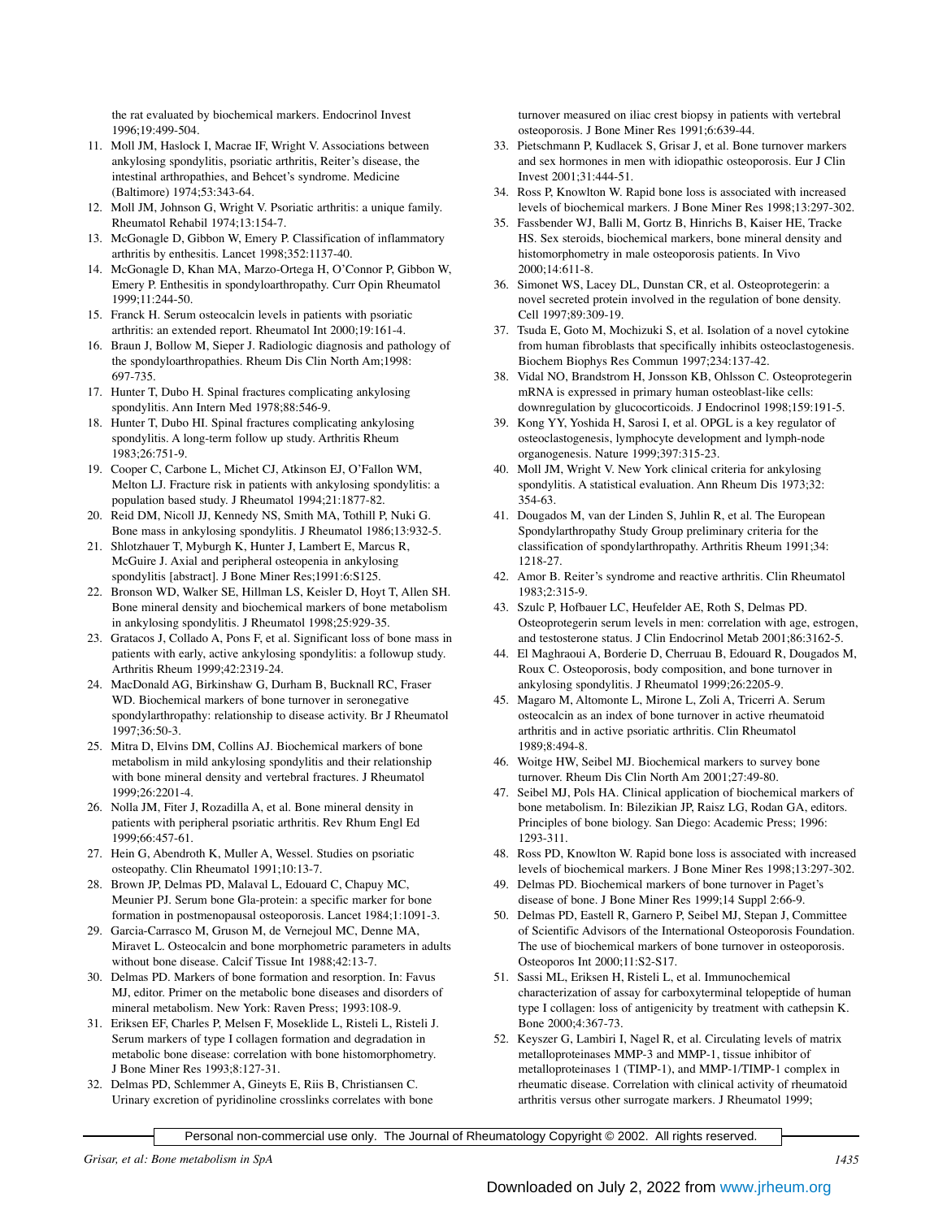the rat evaluated by biochemical markers. Endocrinol Invest 1996;19:499-504.

11. Moll JM, Haslock I, Macrae IF, Wright V. Associations between ankylosing spondylitis, psoriatic arthritis, Reiter's disease, the intestinal arthropathies, and Behcet's syndrome. Medicine (Baltimore) 1974;53:343-64.
12. Moll JM, Johnson G, Wright V. Psoriatic arthritis: a unique family. Rheumatol Rehabil 1974;13:154-7.
13. McGonagle D, Gibbon W, Emery P. Classification of inflammatory arthritis by enthesitis. Lancet 1998;352:1137-40.
14. McGonagle D, Khan MA, Marzo-Ortega H, O'Connor P, Gibbon W, Emery P. Enthesitis in spondyloarthropathy. Curr Opin Rheumatol 1999;11:244-50.
15. Franck H. Serum osteocalcin levels in patients with psoriatic arthritis: an extended report. Rheumatol Int 2000;19:161-4.
16. Braun J, Bollow M, Sieper J. Radiologic diagnosis and pathology of the spondyloarthropathies. Rheum Dis Clin North Am;1998: 697-735.
17. Hunter T, Dubo H. Spinal fractures complicating ankylosing spondylitis. Ann Intern Med 1978;88:546-9.
18. Hunter T, Dubo HI. Spinal fractures complicating ankylosing spondylitis. A long-term follow up study. Arthritis Rheum 1983;26:751-9.
19. Cooper C, Carbone L, Michet CJ, Atkinson EJ, O'Fallon WM, Melton LJ. Fracture risk in patients with ankylosing spondylitis: a population based study. J Rheumatol 1994;21:1877-82.
20. Reid DM, Nicoll JJ, Kennedy NS, Smith MA, Tothill P, Nuki G. Bone mass in ankylosing spondylitis. J Rheumatol 1986;13:932-5.
21. Shlotzhauer T, Myburgh K, Hunter J, Lambert E, Marcus R, McGuire J. Axial and peripheral osteopenia in ankylosing spondylitis [abstract]. J Bone Miner Res;1991:6:S125.
22. Bronson WD, Walker SE, Hillman LS, Keisler D, Hoyt T, Allen SH. Bone mineral density and biochemical markers of bone metabolism in ankylosing spondylitis. J Rheumatol 1998;25:929-35.
23. Gratacos J, Collado A, Pons F, et al. Significant loss of bone mass in patients with early, active ankylosing spondylitis: a followup study. Arthritis Rheum 1999;42:2319-24.
24. MacDonald AG, Birkinshaw G, Durham B, Bucknall RC, Fraser WD. Biochemical markers of bone turnover in seronegative spondylarthropathy: relationship to disease activity. Br J Rheumatol 1997;36:50-3.
25. Mitra D, Elvins DM, Collins AJ. Biochemical markers of bone metabolism in mild ankylosing spondylitis and their relationship with bone mineral density and vertebral fractures. J Rheumatol 1999;26:2201-4.
26. Nolla JM, Fiter J, Rozadilla A, et al. Bone mineral density in patients with peripheral psoriatic arthritis. Rev Rhum Engl Ed 1999;66:457-61.
27. Hein G, Abendroth K, Muller A, Wessel. Studies on psoriatic osteopathy. Clin Rheumatol 1991;10:13-7.
28. Brown JP, Delmas PD, Malaval L, Edouard C, Chapuy MC, Meunier PJ. Serum bone Gla-protein: a specific marker for bone formation in postmenopausal osteoporosis. Lancet 1984;1:1091-3.
29. Garcia-Carrasco M, Gruson M, de Vernejoul MC, Denne MA, Miravet L. Osteocalcin and bone morphometric parameters in adults without bone disease. Calcif Tissue Int 1988;42:13-7.
30. Delmas PD. Markers of bone formation and resorption. In: Favus MJ, editor. Primer on the metabolic bone diseases and disorders of mineral metabolism. New York: Raven Press; 1993:108-9.
31. Eriksen EF, Charles P, Melsen F, Moseklide L, Risteli L, Risteli J. Serum markers of type I collagen formation and degradation in metabolic bone disease: correlation with bone histomorphometry. J Bone Miner Res 1993;8:127-31.
32. Delmas PD, Schlemmer A, Gineyts E, Riis B, Christiansen C. Urinary excretion of pyridinoline crosslinks correlates with bone turnover measured on iliac crest biopsy in patients with vertebral osteoporosis. J Bone Miner Res 1991;6:639-44.
33. Pietschmann P, Kudlacek S, Grisar J, et al. Bone turnover markers and sex hormones in men with idiopathic osteoporosis. Eur J Clin Invest 2001;31:444-51.
34. Ross P, Knowlton W. Rapid bone loss is associated with increased levels of biochemical markers. J Bone Miner Res 1998;13:297-302.
35. Fassbender WJ, Balli M, Gortz B, Hinrichs B, Kaiser HE, Tracke HS. Sex steroids, biochemical markers, bone mineral density and histomorphometry in male osteoporosis patients. In Vivo 2000;14:611-8.
36. Simonet WS, Lacey DL, Dunstan CR, et al. Osteoprotegerin: a novel secreted protein involved in the regulation of bone density. Cell 1997;89:309-19.
37. Tsuda E, Goto M, Mochizuki S, et al. Isolation of a novel cytokine from human fibroblasts that specifically inhibits osteoclastogenesis. Biochem Biophys Res Commun 1997;234:137-42.
38. Vidal NO, Brandstrom H, Jonsson KB, Ohlsson C. Osteoprotegerin mRNA is expressed in primary human osteoblast-like cells: downregulation by glucocorticoids. J Endocrinol 1998;159:191-5.
39. Kong YY, Yoshida H, Sarosi I, et al. OPGL is a key regulator of osteoclastogenesis, lymphocyte development and lymph-node organogenesis. Nature 1999;397:315-23.
40. Moll JM, Wright V. New York clinical criteria for ankylosing spondylitis. A statistical evaluation. Ann Rheum Dis 1973;32: 354-63.
41. Dougados M, van der Linden S, Juhlin R, et al. The European Spondylarthropathy Study Group preliminary criteria for the classification of spondylarthropathy. Arthritis Rheum 1991;34: 1218-27.
42. Amor B. Reiter's syndrome and reactive arthritis. Clin Rheumatol 1983;2:315-9.
43. Szulc P, Hofbauer LC, Heufelder AE, Roth S, Delmas PD. Osteoprotegerin serum levels in men: correlation with age, estrogen, and testosterone status. J Clin Endocrinol Metab 2001;86:3162-5.
44. El Maghraoui A, Borderie D, Cherruau B, Edouard R, Dougados M, Roux C. Osteoporosis, body composition, and bone turnover in ankylosing spondylitis. J Rheumatol 1999;26:2205-9.
45. Magaro M, Altomonte L, Mirone L, Zoli A, Tricerri A. Serum osteocalcin as an index of bone turnover in active rheumatoid arthritis and in active psoriatic arthritis. Clin Rheumatol 1989;8:494-8.
46. Woitge HW, Seibel MJ. Biochemical markers to survey bone turnover. Rheum Dis Clin North Am 2001;27:49-80.
47. Seibel MJ, Pols HA. Clinical application of biochemical markers of bone metabolism. In: Bilezikian JP, Raisz LG, Rodan GA, editors. Principles of bone biology. San Diego: Academic Press; 1996: 1293-311.
48. Ross PD, Knowlton W. Rapid bone loss is associated with increased levels of biochemical markers. J Bone Miner Res 1998;13:297-302.
49. Delmas PD. Biochemical markers of bone turnover in Paget's disease of bone. J Bone Miner Res 1999;14 Suppl 2:66-9.
50. Delmas PD, Eastell R, Garnero P, Seibel MJ, Stepan J, Committee of Scientific Advisors of the International Osteoporosis Foundation. The use of biochemical markers of bone turnover in osteoporosis. Osteoporos Int 2000;11:S2-S17.
51. Sassi ML, Eriksen H, Risteli L, et al. Immunochemical characterization of assay for carboxyterminal telopeptide of human type I collagen: loss of antigenicity by treatment with cathepsin K. Bone 2000;4:367-73.
52. Keyszer G, Lambiri I, Nagel R, et al. Circulating levels of matrix metalloproteinases MMP-3 and MMP-1, tissue inhibitor of metalloproteinases 1 (TIMP-1), and MMP-1/TIMP-1 complex in rheumatic disease. Correlation with clinical activity of rheumatoid arthritis versus other surrogate markers. J Rheumatol 1999;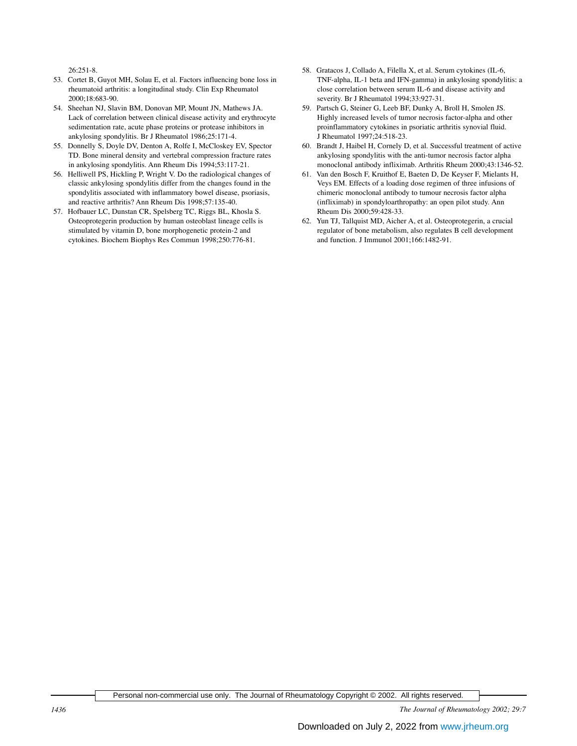26:251-8.

53. Cortet B, Guyot MH, Solau E, et al. Factors influencing bone loss in rheumatoid arthritis: a longitudinal study. Clin Exp Rheumatol 2000;18:683-90.
54. Sheehan NJ, Slavin BM, Donovan MP, Mount JN, Mathews JA. Lack of correlation between clinical disease activity and erythrocyte sedimentation rate, acute phase proteins or protease inhibitors in ankylosing spondylitis. Br J Rheumatol 1986;25:171-4.
55. Donnelly S, Doyle DV, Denton A, Rolfe I, McCloskey EV, Spector TD. Bone mineral density and vertebral compression fracture rates in ankylosing spondylitis. Ann Rheum Dis 1994;53:117-21.
56. Helliwell PS, Hickling P, Wright V. Do the radiological changes of classic ankylosing spondylitis differ from the changes found in the spondylitis associated with inflammatory bowel disease, psoriasis, and reactive arthritis? Ann Rheum Dis 1998;57:135-40.
57. Hofbauer LC, Dunstan CR, Spelsberg TC, Riggs BL, Khosla S. Osteoprotegerin production by human osteoblast lineage cells is stimulated by vitamin D, bone morphogenetic protein-2 and cytokines. Biochem Biophys Res Commun 1998;250:776-81.
58. Gratacos J, Collado A, Filella X, et al. Serum cytokines (IL-6, TNF-alpha, IL-1 beta and IFN-gamma) in ankylosing spondylitis: a close correlation between serum IL-6 and disease activity and severity. Br J Rheumatol 1994;33:927-31.
59. Partsch G, Steiner G, Leeb BF, Dunky A, Broll H, Smolen JS. Highly increased levels of tumor necrosis factor-alpha and other proinflammatory cytokines in psoriatic arthritis synovial fluid. J Rheumatol 1997;24:518-23.
60. Brandt J, Haibel H, Cornely D, et al. Successful treatment of active ankylosing spondylitis with the anti-tumor necrosis factor alpha monoclonal antibody infliximab. Arthritis Rheum 2000;43:1346-52.
61. Van den Bosch F, Kruithof E, Baeten D, De Keyser F, Mielants H, Veys EM. Effects of a loading dose regimen of three infusions of chimeric monoclonal antibody to tumour necrosis factor alpha (infliximab) in spondyloarthropathy: an open pilot study. Ann Rheum Dis 2000;59:428-33.
62. Yun TJ, Tallquist MD, Aicher A, et al. Osteoprotegerin, a crucial regulator of bone metabolism, also regulates B cell development and function. J Immunol 2001;166:1482-91.